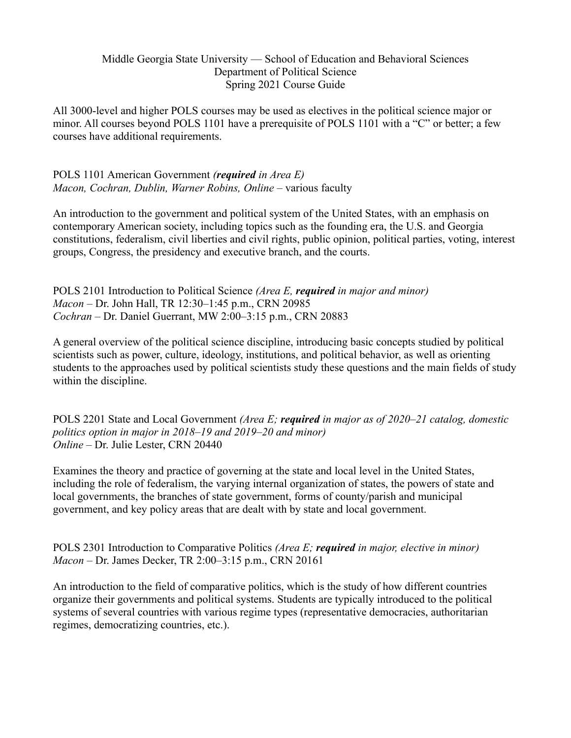Middle Georgia State University — School of Education and Behavioral Sciences
Department of Political Science
Spring 2021 Course Guide

All 3000-level and higher POLS courses may be used as electives in the political science major or minor. All courses beyond POLS 1101 have a prerequisite of POLS 1101 with a "C" or better; a few courses have additional requirements.

POLS 1101 American Government *(**required** in Area E)*
*Macon, Cochran, Dublin, Warner Robins, Online* – various faculty

An introduction to the government and political system of the United States, with an emphasis on contemporary American society, including topics such as the founding era, the U.S. and Georgia constitutions, federalism, civil liberties and civil rights, public opinion, political parties, voting, interest groups, Congress, the presidency and executive branch, and the courts.

POLS 2101 Introduction to Political Science *(Area E, **required** in major and minor)*
*Macon* – Dr. John Hall, TR 12:30–1:45 p.m., CRN 20985
*Cochran* – Dr. Daniel Guerrant, MW 2:00–3:15 p.m., CRN 20883

A general overview of the political science discipline, introducing basic concepts studied by political scientists such as power, culture, ideology, institutions, and political behavior, as well as orienting students to the approaches used by political scientists study these questions and the main fields of study within the discipline.

POLS 2201 State and Local Government *(Area E; **required** in major as of 2020–21 catalog, domestic politics option in major in 2018–19 and 2019–20 and minor)*
*Online* – Dr. Julie Lester, CRN 20440

Examines the theory and practice of governing at the state and local level in the United States, including the role of federalism, the varying internal organization of states, the powers of state and local governments, the branches of state government, forms of county/parish and municipal government, and key policy areas that are dealt with by state and local government.

POLS 2301 Introduction to Comparative Politics *(Area E; **required** in major, elective in minor)*
*Macon* – Dr. James Decker, TR 2:00–3:15 p.m., CRN 20161

An introduction to the field of comparative politics, which is the study of how different countries organize their governments and political systems. Students are typically introduced to the political systems of several countries with various regime types (representative democracies, authoritarian regimes, democratizing countries, etc.).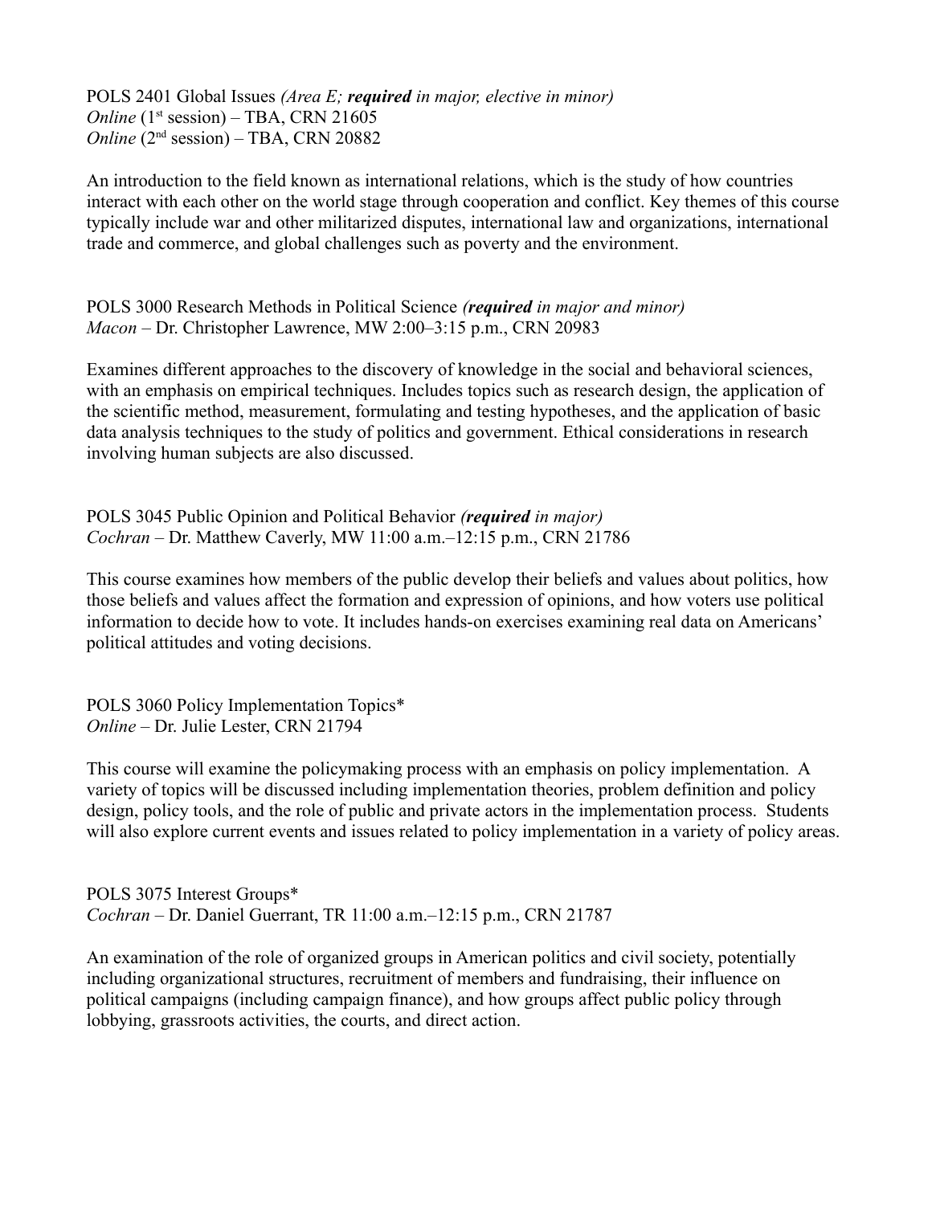POLS 2401 Global Issues *(Area E; **required** in major, elective in minor)*
*Online* (1st session) – TBA, CRN 21605
*Online* (2nd session) – TBA, CRN 20882

An introduction to the field known as international relations, which is the study of how countries interact with each other on the world stage through cooperation and conflict. Key themes of this course typically include war and other militarized disputes, international law and organizations, international trade and commerce, and global challenges such as poverty and the environment.

POLS 3000 Research Methods in Political Science *(**required** in major and minor)*
*Macon* – Dr. Christopher Lawrence, MW 2:00–3:15 p.m., CRN 20983

Examines different approaches to the discovery of knowledge in the social and behavioral sciences, with an emphasis on empirical techniques. Includes topics such as research design, the application of the scientific method, measurement, formulating and testing hypotheses, and the application of basic data analysis techniques to the study of politics and government. Ethical considerations in research involving human subjects are also discussed.

POLS 3045 Public Opinion and Political Behavior *(**required** in major)*
*Cochran* – Dr. Matthew Caverly, MW 11:00 a.m.–12:15 p.m., CRN 21786

This course examines how members of the public develop their beliefs and values about politics, how those beliefs and values affect the formation and expression of opinions, and how voters use political information to decide how to vote. It includes hands-on exercises examining real data on Americans' political attitudes and voting decisions.

POLS 3060 Policy Implementation Topics*
*Online* – Dr. Julie Lester, CRN 21794

This course will examine the policymaking process with an emphasis on policy implementation. A variety of topics will be discussed including implementation theories, problem definition and policy design, policy tools, and the role of public and private actors in the implementation process. Students will also explore current events and issues related to policy implementation in a variety of policy areas.

POLS 3075 Interest Groups*
*Cochran* – Dr. Daniel Guerrant, TR 11:00 a.m.–12:15 p.m., CRN 21787

An examination of the role of organized groups in American politics and civil society, potentially including organizational structures, recruitment of members and fundraising, their influence on political campaigns (including campaign finance), and how groups affect public policy through lobbying, grassroots activities, the courts, and direct action.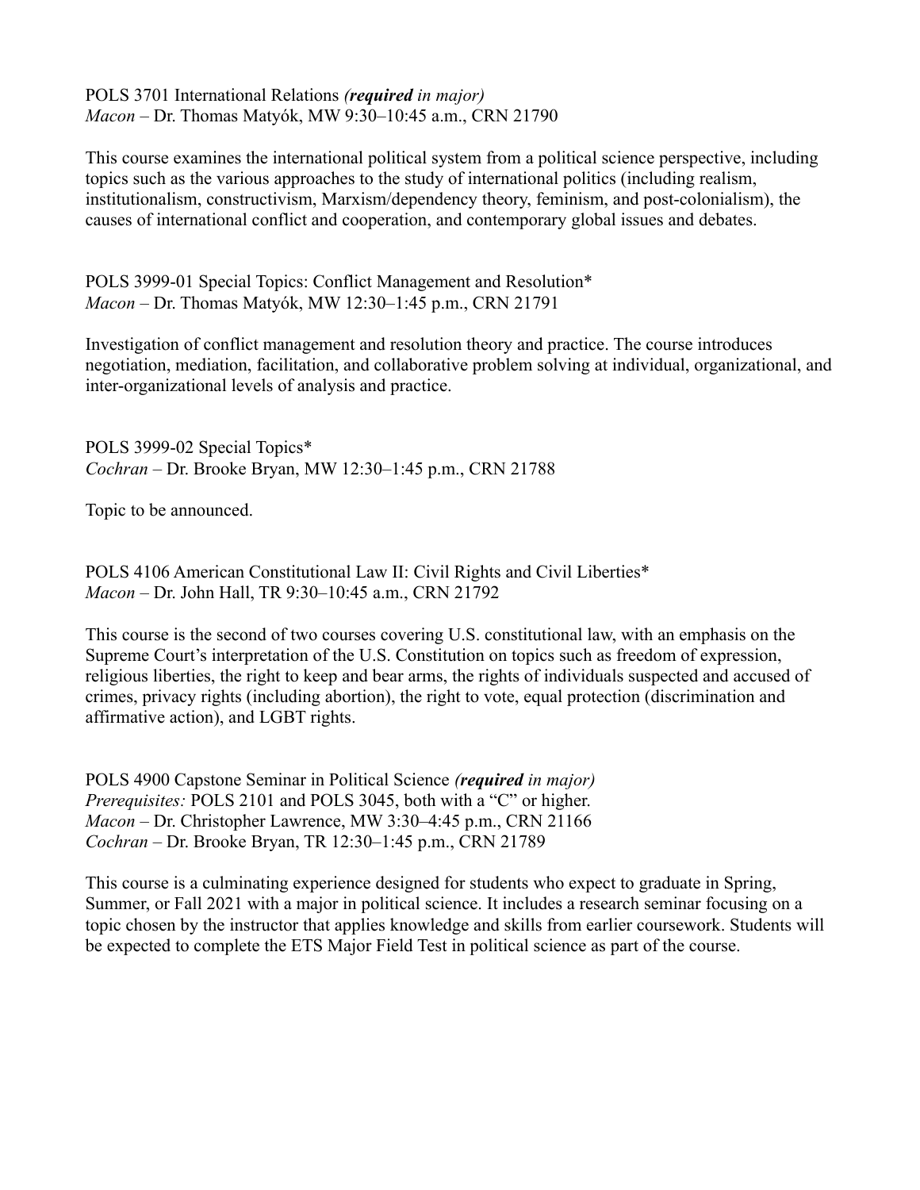POLS 3701 International Relations ***(required** in major)*
*Macon* – Dr. Thomas Matyók, MW 9:30–10:45 a.m., CRN 21790

This course examines the international political system from a political science perspective, including topics such as the various approaches to the study of international politics (including realism, institutionalism, constructivism, Marxism/dependency theory, feminism, and post-colonialism), the causes of international conflict and cooperation, and contemporary global issues and debates.

POLS 3999-01 Special Topics: Conflict Management and Resolution*
*Macon* – Dr. Thomas Matyók, MW 12:30–1:45 p.m., CRN 21791

Investigation of conflict management and resolution theory and practice. The course introduces negotiation, mediation, facilitation, and collaborative problem solving at individual, organizational, and inter-organizational levels of analysis and practice.

POLS 3999-02 Special Topics*
*Cochran* – Dr. Brooke Bryan, MW 12:30–1:45 p.m., CRN 21788

Topic to be announced.

POLS 4106 American Constitutional Law II: Civil Rights and Civil Liberties*
*Macon* – Dr. John Hall, TR 9:30–10:45 a.m., CRN 21792

This course is the second of two courses covering U.S. constitutional law, with an emphasis on the Supreme Court's interpretation of the U.S. Constitution on topics such as freedom of expression, religious liberties, the right to keep and bear arms, the rights of individuals suspected and accused of crimes, privacy rights (including abortion), the right to vote, equal protection (discrimination and affirmative action), and LGBT rights.

POLS 4900 Capstone Seminar in Political Science ***(required** in major)*
*Prerequisites:* POLS 2101 and POLS 3045, both with a "C" or higher.
*Macon* – Dr. Christopher Lawrence, MW 3:30–4:45 p.m., CRN 21166
*Cochran* – Dr. Brooke Bryan, TR 12:30–1:45 p.m., CRN 21789

This course is a culminating experience designed for students who expect to graduate in Spring, Summer, or Fall 2021 with a major in political science. It includes a research seminar focusing on a topic chosen by the instructor that applies knowledge and skills from earlier coursework. Students will be expected to complete the ETS Major Field Test in political science as part of the course.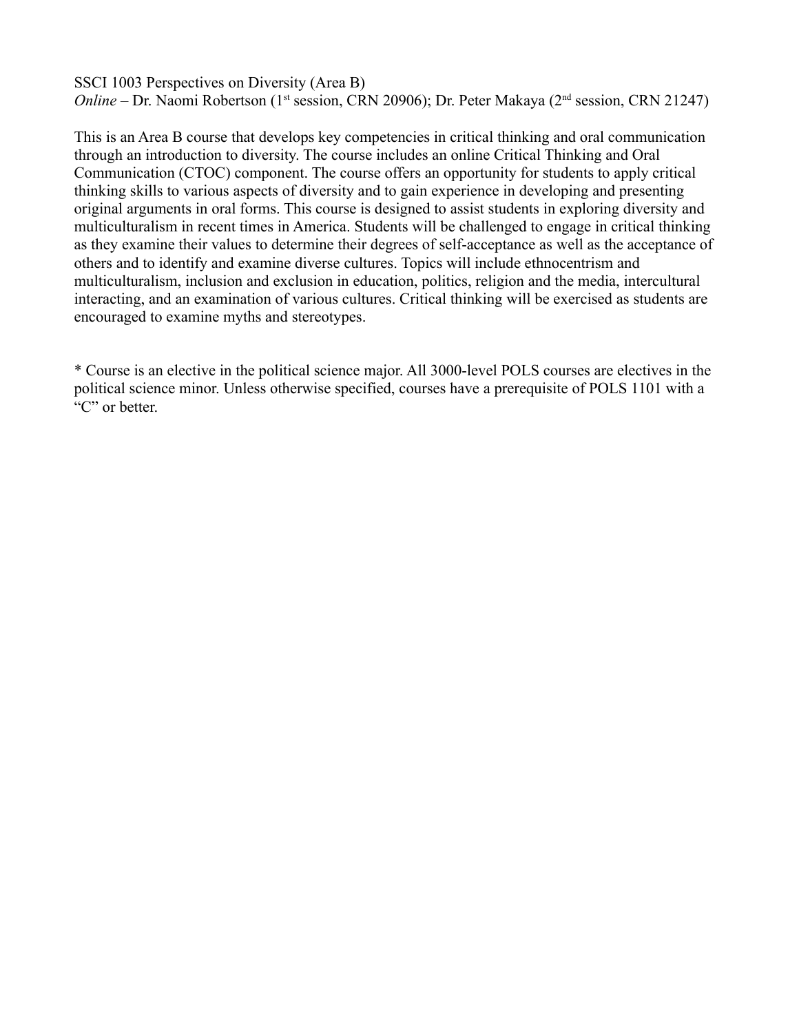SSCI 1003 Perspectives on Diversity (Area B)
*Online* – Dr. Naomi Robertson (1st session, CRN 20906); Dr. Peter Makaya (2nd session, CRN 21247)

This is an Area B course that develops key competencies in critical thinking and oral communication through an introduction to diversity. The course includes an online Critical Thinking and Oral Communication (CTOC) component. The course offers an opportunity for students to apply critical thinking skills to various aspects of diversity and to gain experience in developing and presenting original arguments in oral forms. This course is designed to assist students in exploring diversity and multiculturalism in recent times in America. Students will be challenged to engage in critical thinking as they examine their values to determine their degrees of self-acceptance as well as the acceptance of others and to identify and examine diverse cultures. Topics will include ethnocentrism and multiculturalism, inclusion and exclusion in education, politics, religion and the media, intercultural interacting, and an examination of various cultures. Critical thinking will be exercised as students are encouraged to examine myths and stereotypes.

* Course is an elective in the political science major. All 3000-level POLS courses are electives in the political science minor. Unless otherwise specified, courses have a prerequisite of POLS 1101 with a "C" or better.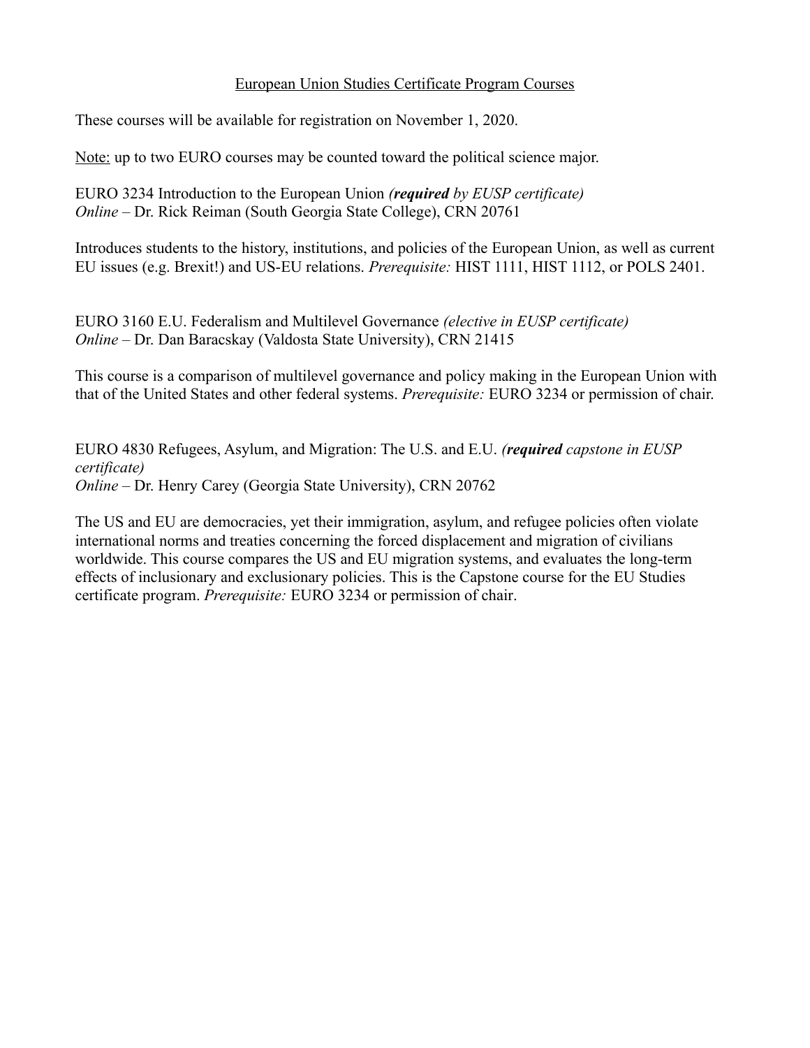## European Union Studies Certificate Program Courses

These courses will be available for registration on November 1, 2020.

Note: up to two EURO courses may be counted toward the political science major.

EURO 3234 Introduction to the European Union *(**required** by EUSP certificate)*
*Online* – Dr. Rick Reiman (South Georgia State College), CRN 20761

Introduces students to the history, institutions, and policies of the European Union, as well as current EU issues (e.g. Brexit!) and US-EU relations. *Prerequisite:* HIST 1111, HIST 1112, or POLS 2401.

EURO 3160 E.U. Federalism and Multilevel Governance *(elective in EUSP certificate)*
*Online* – Dr. Dan Baracskay (Valdosta State University), CRN 21415

This course is a comparison of multilevel governance and policy making in the European Union with that of the United States and other federal systems. *Prerequisite:* EURO 3234 or permission of chair.

EURO 4830 Refugees, Asylum, and Migration: The U.S. and E.U. *(**required** capstone in EUSP certificate)*
*Online* – Dr. Henry Carey (Georgia State University), CRN 20762

The US and EU are democracies, yet their immigration, asylum, and refugee policies often violate international norms and treaties concerning the forced displacement and migration of civilians worldwide. This course compares the US and EU migration systems, and evaluates the long-term effects of inclusionary and exclusionary policies. This is the Capstone course for the EU Studies certificate program. *Prerequisite:* EURO 3234 or permission of chair.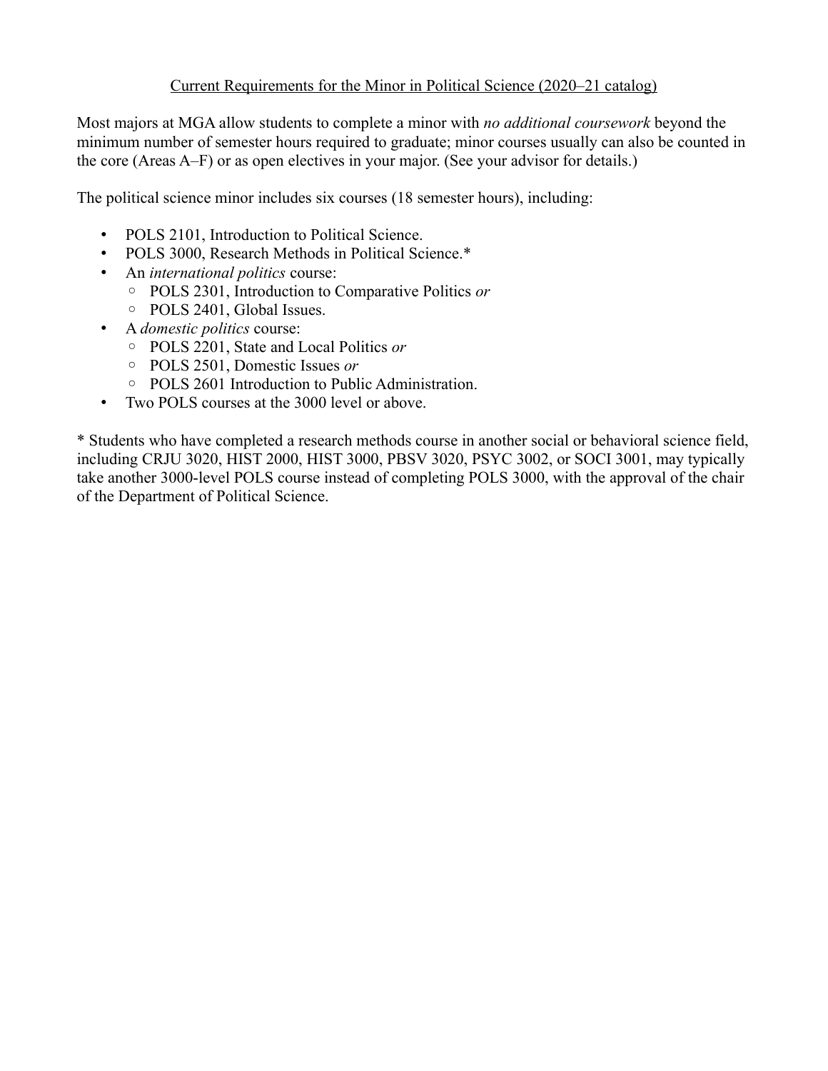## Current Requirements for the Minor in Political Science (2020–21 catalog)

Most majors at MGA allow students to complete a minor with *no additional coursework* beyond the minimum number of semester hours required to graduate; minor courses usually can also be counted in the core (Areas A–F) or as open electives in your major. (See your advisor for details.)

The political science minor includes six courses (18 semester hours), including:

- POLS 2101, Introduction to Political Science.
- POLS 3000, Research Methods in Political Science.*
- An *international politics* course:
  - POLS 2301, Introduction to Comparative Politics *or*
  - POLS 2401, Global Issues.
- A *domestic politics* course:
  - POLS 2201, State and Local Politics *or*
  - POLS 2501, Domestic Issues *or*
  - POLS 2601 Introduction to Public Administration.
- Two POLS courses at the 3000 level or above.

* Students who have completed a research methods course in another social or behavioral science field, including CRJU 3020, HIST 2000, HIST 3000, PBSV 3020, PSYC 3002, or SOCI 3001, may typically take another 3000-level POLS course instead of completing POLS 3000, with the approval of the chair of the Department of Political Science.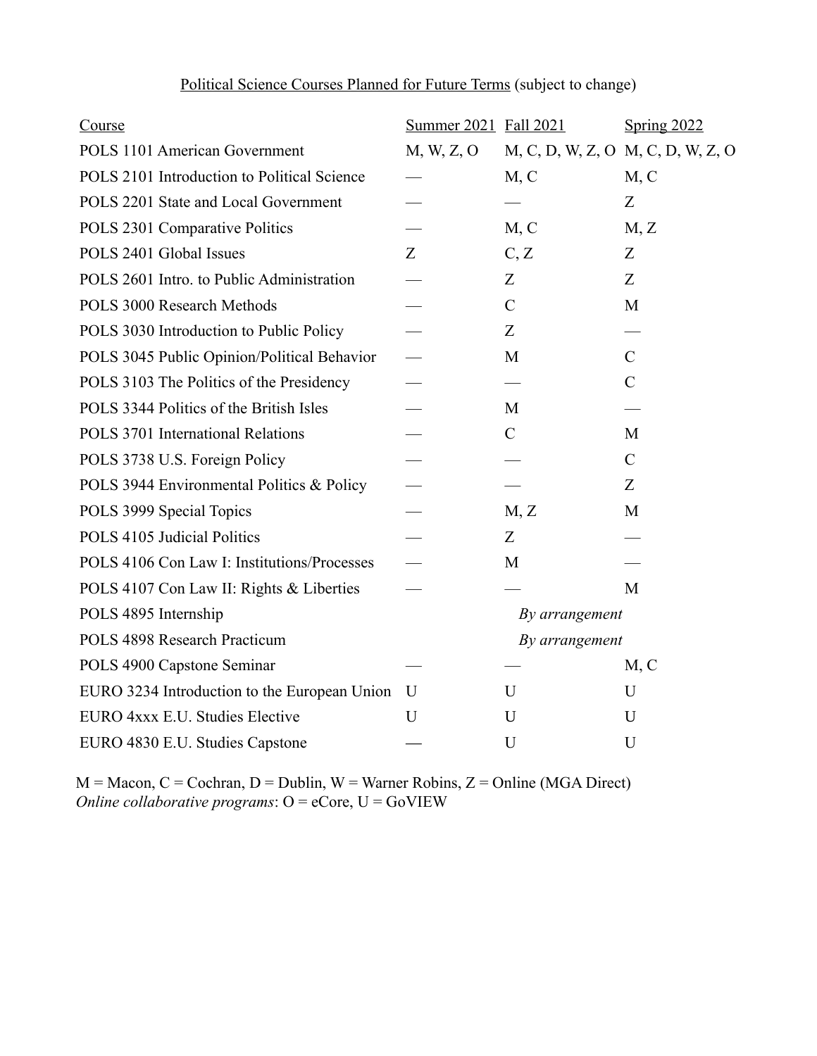Political Science Courses Planned for Future Terms (subject to change)

| Course | Summer 2021 | Fall 2021 | Spring 2022 |
|---|---|---|---|
| POLS 1101 American Government | M, W, Z, O | M, C, D, W, Z, O | M, C, D, W, Z, O |
| POLS 2101 Introduction to Political Science | — | M, C | M, C |
| POLS 2201 State and Local Government | — | — | Z |
| POLS 2301 Comparative Politics | — | M, C | M, Z |
| POLS 2401 Global Issues | Z | C, Z | Z |
| POLS 2601 Intro. to Public Administration | — | Z | Z |
| POLS 3000 Research Methods | — | C | M |
| POLS 3030 Introduction to Public Policy | — | Z | — |
| POLS 3045 Public Opinion/Political Behavior | — | M | C |
| POLS 3103 The Politics of the Presidency | — | — | C |
| POLS 3344 Politics of the British Isles | — | M | — |
| POLS 3701 International Relations | — | C | M |
| POLS 3738 U.S. Foreign Policy | — | — | C |
| POLS 3944 Environmental Politics & Policy | — | — | Z |
| POLS 3999 Special Topics | — | M, Z | M |
| POLS 4105 Judicial Politics | — | Z | — |
| POLS 4106 Con Law I: Institutions/Processes | — | M | — |
| POLS 4107 Con Law II: Rights & Liberties | — | — | M |
| POLS 4895 Internship | | *By arrangement* | |
| POLS 4898 Research Practicum | | *By arrangement* | |
| POLS 4900 Capstone Seminar | — | — | M, C |
| EURO 3234 Introduction to the European Union | U | U | U |
| EURO 4xxx E.U. Studies Elective | U | U | U |
| EURO 4830 E.U. Studies Capstone | — | U | U |

M = Macon, C = Cochran, D = Dublin, W = Warner Robins, Z = Online (MGA Direct)
*Online collaborative programs*: O = eCore, U = GoVIEW